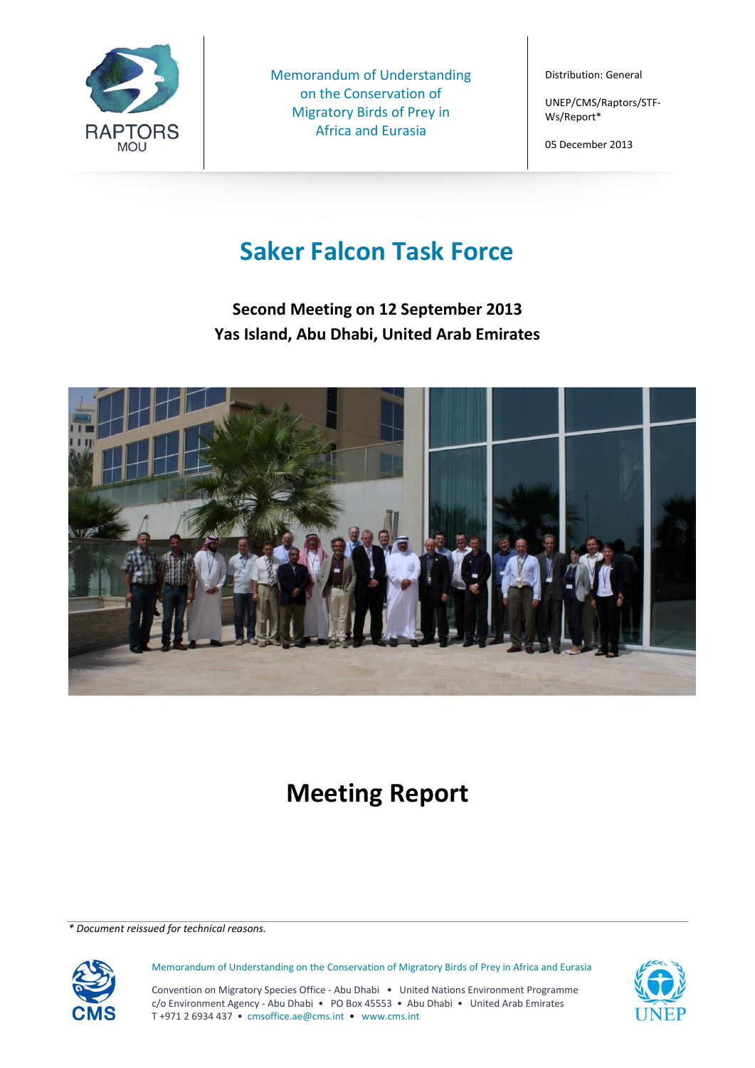RAPTORS MOU

Memorandum of Understanding on the Conservation of Migratory Birds of Prey in Africa and Eurasia

Distribution: General

UNEP/CMS/Raptors/STF-Ws/Report*

05 December 2013

# Saker Falcon Task Force

**Second Meeting on 12 September 2013**
**Yas Island, Abu Dhabi, United Arab Emirates**

# Meeting Report

*\* Document reissued for technical reasons.*

Memorandum of Understanding on the Conservation of Migratory Birds of Prey in Africa and Eurasia

Convention on Migratory Species Office - Abu Dhabi • United Nations Environment Programme
c/o Environment Agency - Abu Dhabi • PO Box 45553 • Abu Dhabi • United Arab Emirates
T +971 2 6934 437 • cmsoffice.ae@cms.int • www.cms.int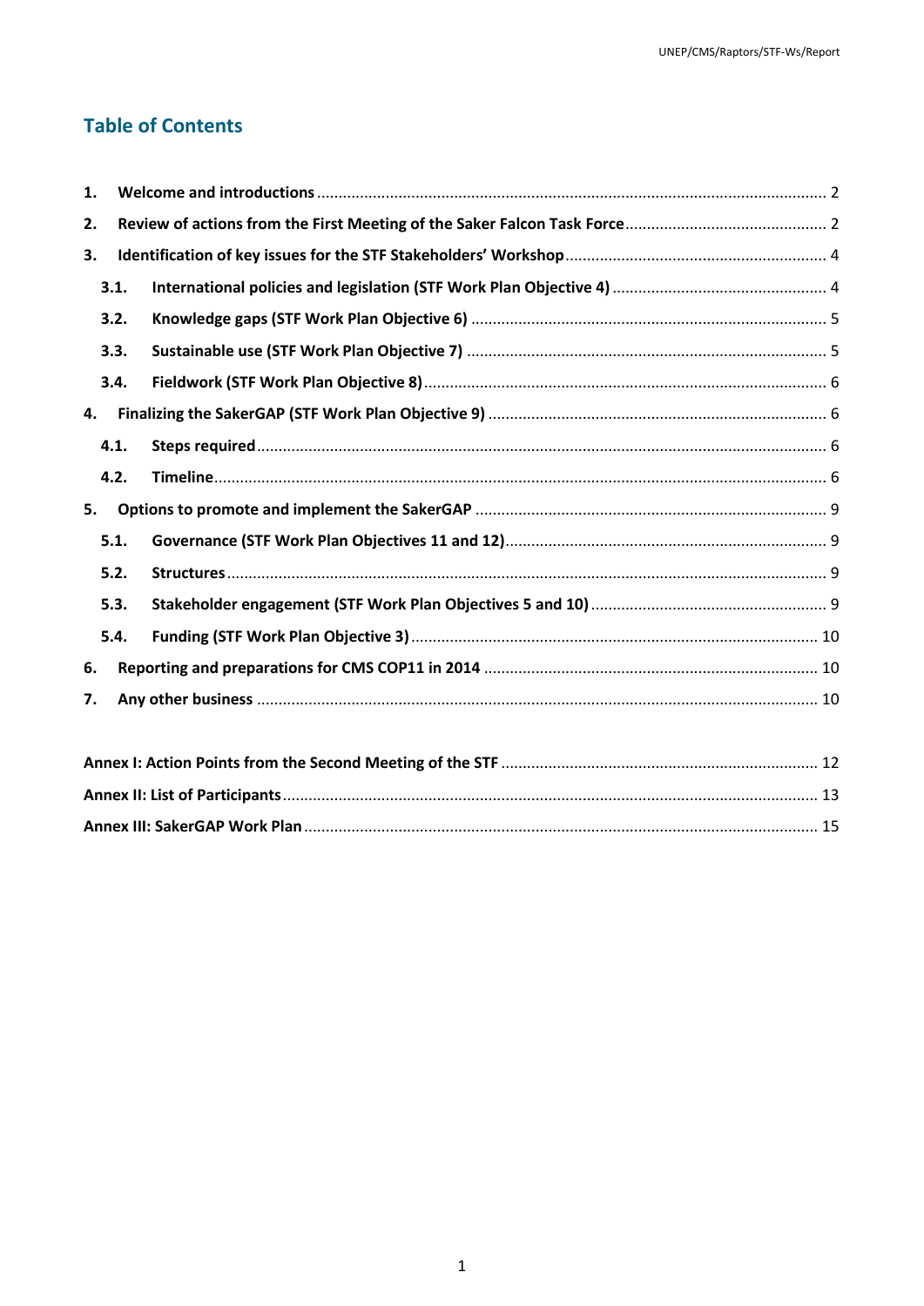## Table of Contents

1. **Welcome and introductions** ..................................................... 2
2. **Review of actions from the First Meeting of the Saker Falcon Task Force** ..................................................... 2
3. **Identification of key issues for the STF Stakeholders' Workshop** ..................................................... 4
   - 3.1. **International policies and legislation (STF Work Plan Objective 4)** ..................................................... 4
   - 3.2. **Knowledge gaps (STF Work Plan Objective 6)** ..................................................... 5
   - 3.3. **Sustainable use (STF Work Plan Objective 7)** ..................................................... 5
   - 3.4. **Fieldwork (STF Work Plan Objective 8)** ..................................................... 6
4. **Finalizing the SakerGAP (STF Work Plan Objective 9)** ..................................................... 6
   - 4.1. **Steps required** ..................................................... 6
   - 4.2. **Timeline** ..................................................... 6
5. **Options to promote and implement the SakerGAP** ..................................................... 9
   - 5.1. **Governance (STF Work Plan Objectives 11 and 12)** ..................................................... 9
   - 5.2. **Structures** ..................................................... 9
   - 5.3. **Stakeholder engagement (STF Work Plan Objectives 5 and 10)** ..................................................... 9
   - 5.4. **Funding (STF Work Plan Objective 3)** ..................................................... 10
6. **Reporting and preparations for CMS COP11 in 2014** ..................................................... 10
7. **Any other business** ..................................................... 10

**Annex I: Action Points from the Second Meeting of the STF** ..................................................... 12

**Annex II: List of Participants** ..................................................... 13

**Annex III: SakerGAP Work Plan** ..................................................... 15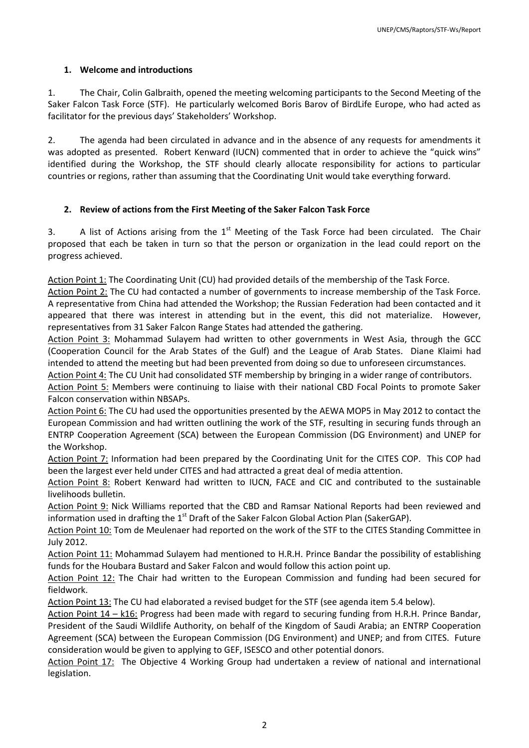## 1. Welcome and introductions

1. The Chair, Colin Galbraith, opened the meeting welcoming participants to the Second Meeting of the Saker Falcon Task Force (STF). He particularly welcomed Boris Barov of BirdLife Europe, who had acted as facilitator for the previous days' Stakeholders' Workshop.

2. The agenda had been circulated in advance and in the absence of any requests for amendments it was adopted as presented. Robert Kenward (IUCN) commented that in order to achieve the "quick wins" identified during the Workshop, the STF should clearly allocate responsibility for actions to particular countries or regions, rather than assuming that the Coordinating Unit would take everything forward.

## 2. Review of actions from the First Meeting of the Saker Falcon Task Force

3. A list of Actions arising from the 1st Meeting of the Task Force had been circulated. The Chair proposed that each be taken in turn so that the person or organization in the lead could report on the progress achieved.

Action Point 1: The Coordinating Unit (CU) had provided details of the membership of the Task Force.

Action Point 2: The CU had contacted a number of governments to increase membership of the Task Force. A representative from China had attended the Workshop; the Russian Federation had been contacted and it appeared that there was interest in attending but in the event, this did not materialize. However, representatives from 31 Saker Falcon Range States had attended the gathering.

Action Point 3: Mohammad Sulayem had written to other governments in West Asia, through the GCC (Cooperation Council for the Arab States of the Gulf) and the League of Arab States. Diane Klaimi had intended to attend the meeting but had been prevented from doing so due to unforeseen circumstances.

Action Point 4: The CU Unit had consolidated STF membership by bringing in a wider range of contributors.

Action Point 5: Members were continuing to liaise with their national CBD Focal Points to promote Saker Falcon conservation within NBSAPs.

Action Point 6: The CU had used the opportunities presented by the AEWA MOP5 in May 2012 to contact the European Commission and had written outlining the work of the STF, resulting in securing funds through an ENTRP Cooperation Agreement (SCA) between the European Commission (DG Environment) and UNEP for the Workshop.

Action Point 7: Information had been prepared by the Coordinating Unit for the CITES COP. This COP had been the largest ever held under CITES and had attracted a great deal of media attention.

Action Point 8: Robert Kenward had written to IUCN, FACE and CIC and contributed to the sustainable livelihoods bulletin.

Action Point 9: Nick Williams reported that the CBD and Ramsar National Reports had been reviewed and information used in drafting the 1st Draft of the Saker Falcon Global Action Plan (SakerGAP).

Action Point 10: Tom de Meulenaer had reported on the work of the STF to the CITES Standing Committee in July 2012.

Action Point 11: Mohammad Sulayem had mentioned to H.R.H. Prince Bandar the possibility of establishing funds for the Houbara Bustard and Saker Falcon and would follow this action point up.

Action Point 12: The Chair had written to the European Commission and funding had been secured for fieldwork.

Action Point 13: The CU had elaborated a revised budget for the STF (see agenda item 5.4 below).

Action Point 14 – k16: Progress had been made with regard to securing funding from H.R.H. Prince Bandar, President of the Saudi Wildlife Authority, on behalf of the Kingdom of Saudi Arabia; an ENTRP Cooperation Agreement (SCA) between the European Commission (DG Environment) and UNEP; and from CITES. Future consideration would be given to applying to GEF, ISESCO and other potential donors.

Action Point 17: The Objective 4 Working Group had undertaken a review of national and international legislation.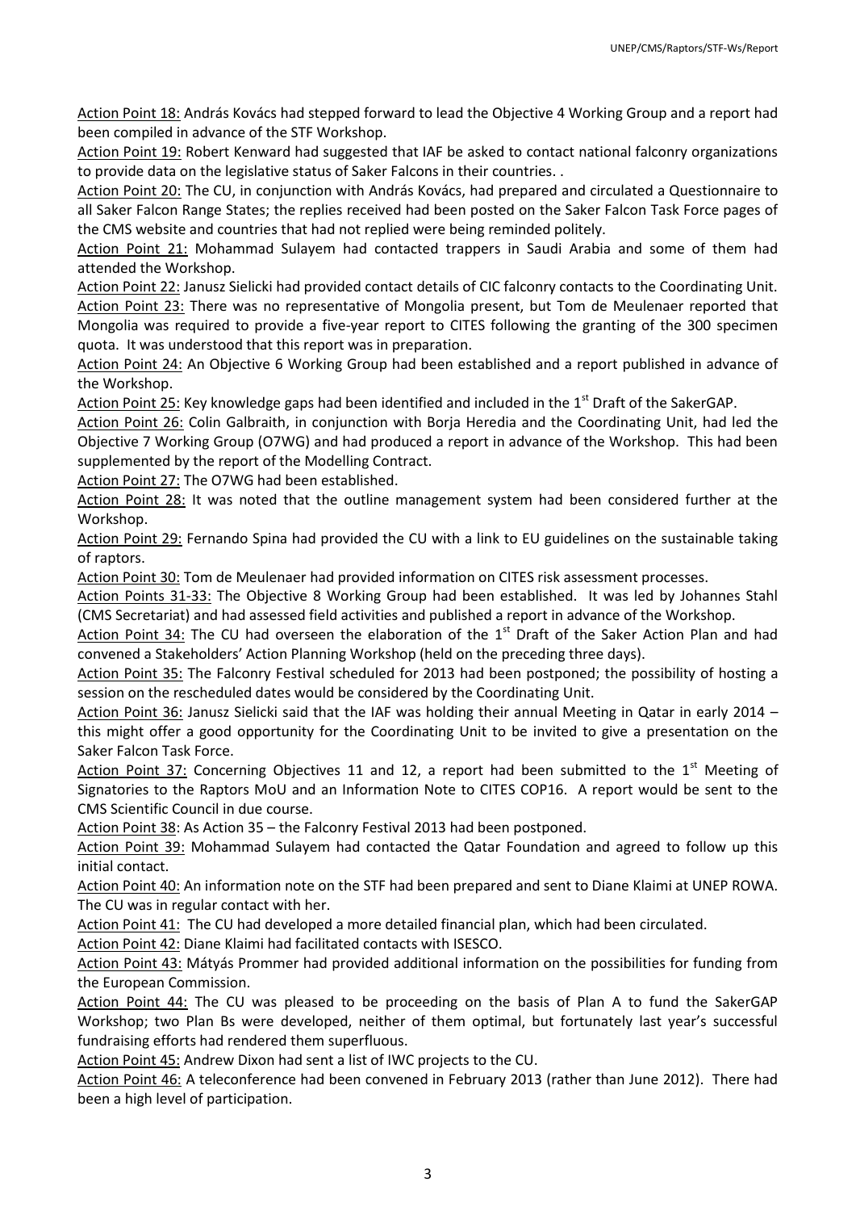Action Point 18: András Kovács had stepped forward to lead the Objective 4 Working Group and a report had been compiled in advance of the STF Workshop.

Action Point 19: Robert Kenward had suggested that IAF be asked to contact national falconry organizations to provide data on the legislative status of Saker Falcons in their countries. .

Action Point 20: The CU, in conjunction with András Kovács, had prepared and circulated a Questionnaire to all Saker Falcon Range States; the replies received had been posted on the Saker Falcon Task Force pages of the CMS website and countries that had not replied were being reminded politely.

Action Point 21: Mohammad Sulayem had contacted trappers in Saudi Arabia and some of them had attended the Workshop.

Action Point 22: Janusz Sielicki had provided contact details of CIC falconry contacts to the Coordinating Unit.

Action Point 23: There was no representative of Mongolia present, but Tom de Meulenaer reported that Mongolia was required to provide a five-year report to CITES following the granting of the 300 specimen quota. It was understood that this report was in preparation.

Action Point 24: An Objective 6 Working Group had been established and a report published in advance of the Workshop.

Action Point 25: Key knowledge gaps had been identified and included in the 1st Draft of the SakerGAP.

Action Point 26: Colin Galbraith, in conjunction with Borja Heredia and the Coordinating Unit, had led the Objective 7 Working Group (O7WG) and had produced a report in advance of the Workshop. This had been supplemented by the report of the Modelling Contract.

Action Point 27: The O7WG had been established.

Action Point 28: It was noted that the outline management system had been considered further at the Workshop.

Action Point 29: Fernando Spina had provided the CU with a link to EU guidelines on the sustainable taking of raptors.

Action Point 30: Tom de Meulenaer had provided information on CITES risk assessment processes.

Action Points 31-33: The Objective 8 Working Group had been established. It was led by Johannes Stahl (CMS Secretariat) and had assessed field activities and published a report in advance of the Workshop.

Action Point 34: The CU had overseen the elaboration of the 1st Draft of the Saker Action Plan and had convened a Stakeholders' Action Planning Workshop (held on the preceding three days).

Action Point 35: The Falconry Festival scheduled for 2013 had been postponed; the possibility of hosting a session on the rescheduled dates would be considered by the Coordinating Unit.

Action Point 36: Janusz Sielicki said that the IAF was holding their annual Meeting in Qatar in early 2014 – this might offer a good opportunity for the Coordinating Unit to be invited to give a presentation on the Saker Falcon Task Force.

Action Point 37: Concerning Objectives 11 and 12, a report had been submitted to the 1st Meeting of Signatories to the Raptors MoU and an Information Note to CITES COP16. A report would be sent to the CMS Scientific Council in due course.

Action Point 38: As Action 35 – the Falconry Festival 2013 had been postponed.

Action Point 39: Mohammad Sulayem had contacted the Qatar Foundation and agreed to follow up this initial contact.

Action Point 40: An information note on the STF had been prepared and sent to Diane Klaimi at UNEP ROWA. The CU was in regular contact with her.

Action Point 41: The CU had developed a more detailed financial plan, which had been circulated.

Action Point 42: Diane Klaimi had facilitated contacts with ISESCO.

Action Point 43: Mátyás Prommer had provided additional information on the possibilities for funding from the European Commission.

Action Point 44: The CU was pleased to be proceeding on the basis of Plan A to fund the SakerGAP Workshop; two Plan Bs were developed, neither of them optimal, but fortunately last year's successful fundraising efforts had rendered them superfluous.

Action Point 45: Andrew Dixon had sent a list of IWC projects to the CU.

Action Point 46: A teleconference had been convened in February 2013 (rather than June 2012). There had been a high level of participation.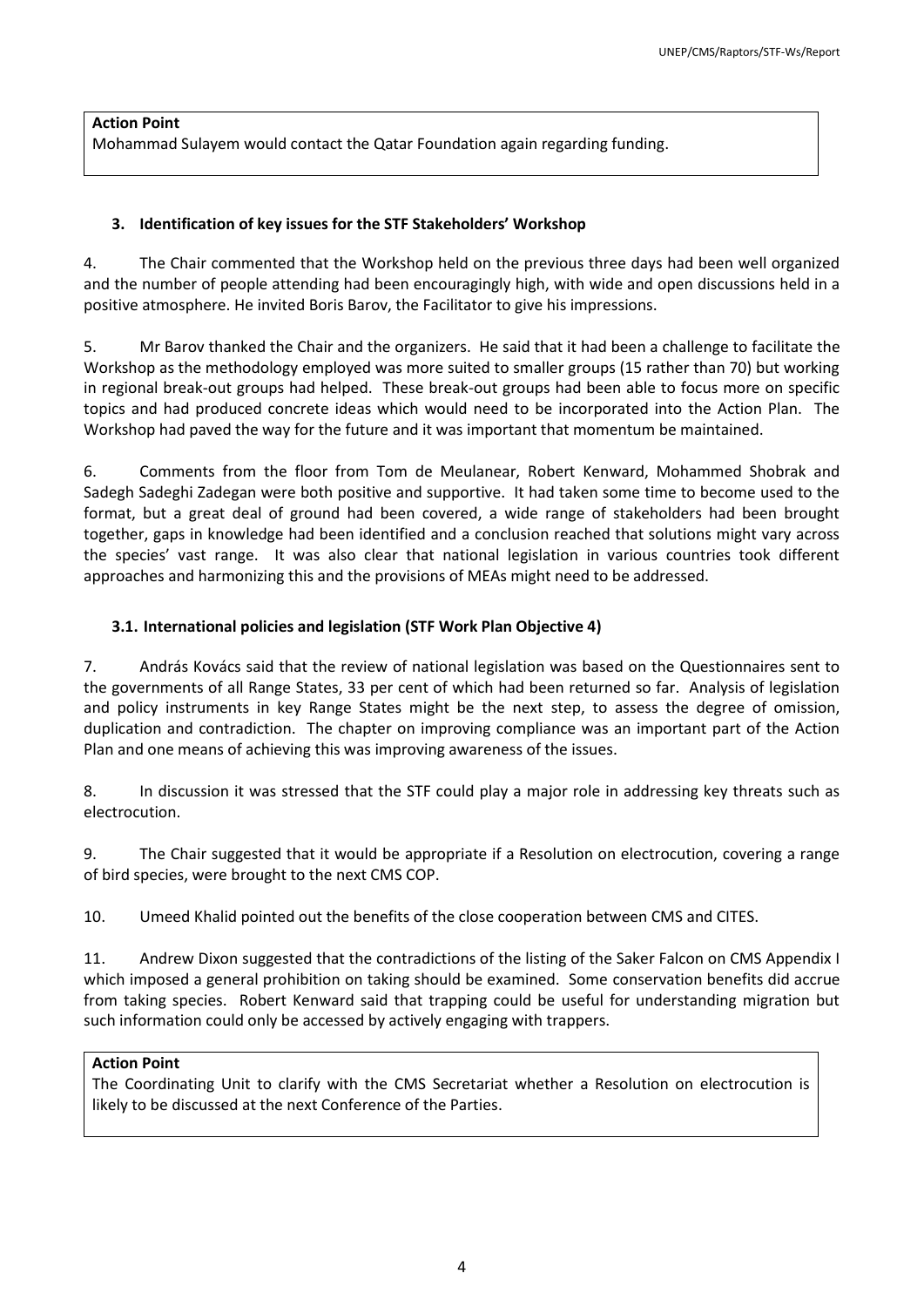**Action Point**

Mohammad Sulayem would contact the Qatar Foundation again regarding funding.

### 3. Identification of key issues for the STF Stakeholders' Workshop

4. The Chair commented that the Workshop held on the previous three days had been well organized and the number of people attending had been encouragingly high, with wide and open discussions held in a positive atmosphere. He invited Boris Barov, the Facilitator to give his impressions.

5. Mr Barov thanked the Chair and the organizers. He said that it had been a challenge to facilitate the Workshop as the methodology employed was more suited to smaller groups (15 rather than 70) but working in regional break-out groups had helped. These break-out groups had been able to focus more on specific topics and had produced concrete ideas which would need to be incorporated into the Action Plan. The Workshop had paved the way for the future and it was important that momentum be maintained.

6. Comments from the floor from Tom de Meulanear, Robert Kenward, Mohammed Shobrak and Sadegh Sadeghi Zadegan were both positive and supportive. It had taken some time to become used to the format, but a great deal of ground had been covered, a wide range of stakeholders had been brought together, gaps in knowledge had been identified and a conclusion reached that solutions might vary across the species' vast range. It was also clear that national legislation in various countries took different approaches and harmonizing this and the provisions of MEAs might need to be addressed.

#### 3.1. International policies and legislation (STF Work Plan Objective 4)

7. András Kovács said that the review of national legislation was based on the Questionnaires sent to the governments of all Range States, 33 per cent of which had been returned so far. Analysis of legislation and policy instruments in key Range States might be the next step, to assess the degree of omission, duplication and contradiction. The chapter on improving compliance was an important part of the Action Plan and one means of achieving this was improving awareness of the issues.

8. In discussion it was stressed that the STF could play a major role in addressing key threats such as electrocution.

9. The Chair suggested that it would be appropriate if a Resolution on electrocution, covering a range of bird species, were brought to the next CMS COP.

10. Umeed Khalid pointed out the benefits of the close cooperation between CMS and CITES.

11. Andrew Dixon suggested that the contradictions of the listing of the Saker Falcon on CMS Appendix I which imposed a general prohibition on taking should be examined. Some conservation benefits did accrue from taking species. Robert Kenward said that trapping could be useful for understanding migration but such information could only be accessed by actively engaging with trappers.

**Action Point**

The Coordinating Unit to clarify with the CMS Secretariat whether a Resolution on electrocution is likely to be discussed at the next Conference of the Parties.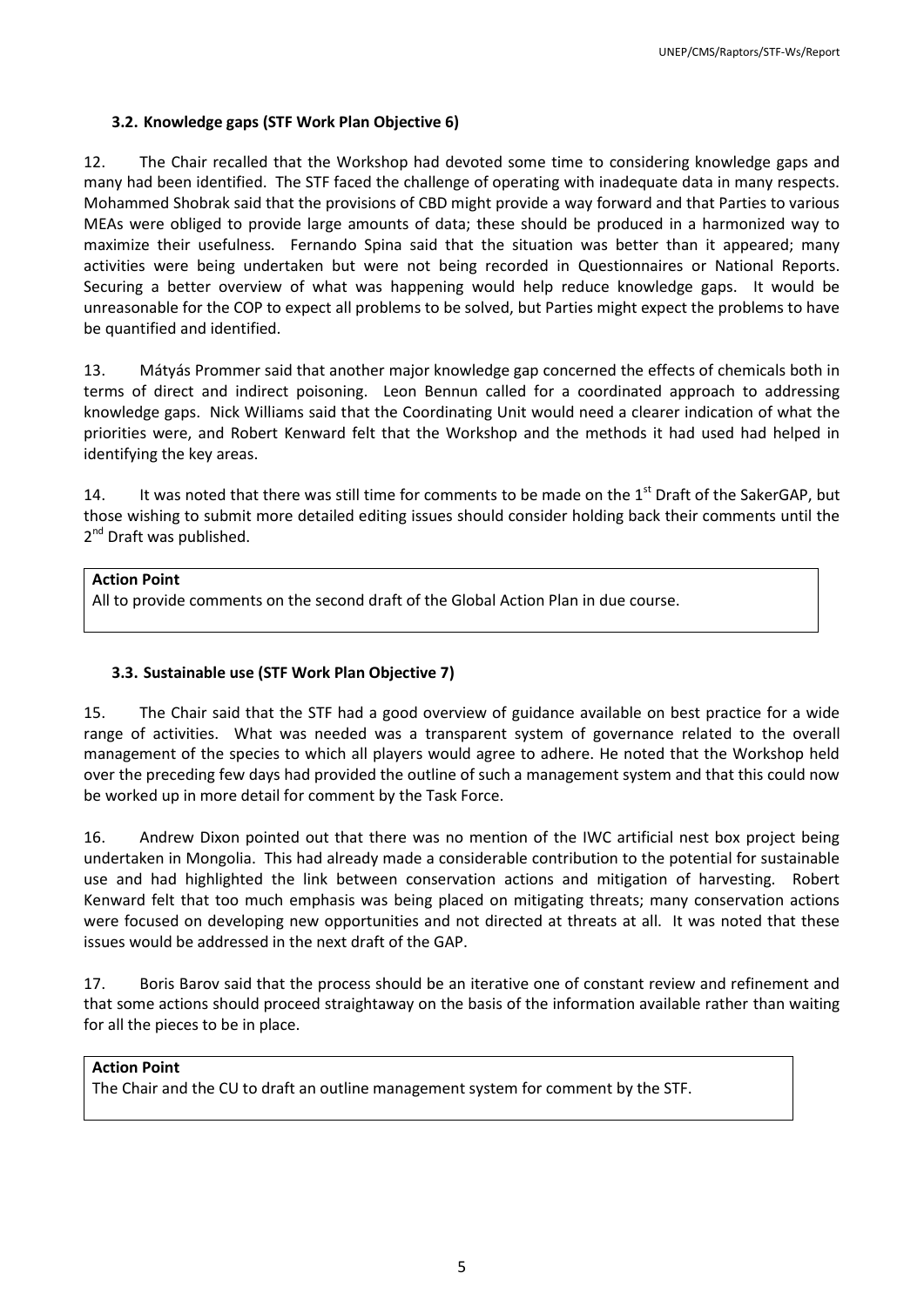### 3.2. Knowledge gaps (STF Work Plan Objective 6)

12. The Chair recalled that the Workshop had devoted some time to considering knowledge gaps and many had been identified. The STF faced the challenge of operating with inadequate data in many respects. Mohammed Shobrak said that the provisions of CBD might provide a way forward and that Parties to various MEAs were obliged to provide large amounts of data; these should be produced in a harmonized way to maximize their usefulness. Fernando Spina said that the situation was better than it appeared; many activities were being undertaken but were not being recorded in Questionnaires or National Reports. Securing a better overview of what was happening would help reduce knowledge gaps. It would be unreasonable for the COP to expect all problems to be solved, but Parties might expect the problems to have be quantified and identified.

13. Mátyás Prommer said that another major knowledge gap concerned the effects of chemicals both in terms of direct and indirect poisoning. Leon Bennun called for a coordinated approach to addressing knowledge gaps. Nick Williams said that the Coordinating Unit would need a clearer indication of what the priorities were, and Robert Kenward felt that the Workshop and the methods it had used had helped in identifying the key areas.

14. It was noted that there was still time for comments to be made on the 1st Draft of the SakerGAP, but those wishing to submit more detailed editing issues should consider holding back their comments until the 2nd Draft was published.

| **Action Point** |
|---|
| All to provide comments on the second draft of the Global Action Plan in due course. |

### 3.3. Sustainable use (STF Work Plan Objective 7)

15. The Chair said that the STF had a good overview of guidance available on best practice for a wide range of activities. What was needed was a transparent system of governance related to the overall management of the species to which all players would agree to adhere. He noted that the Workshop held over the preceding few days had provided the outline of such a management system and that this could now be worked up in more detail for comment by the Task Force.

16. Andrew Dixon pointed out that there was no mention of the IWC artificial nest box project being undertaken in Mongolia. This had already made a considerable contribution to the potential for sustainable use and had highlighted the link between conservation actions and mitigation of harvesting. Robert Kenward felt that too much emphasis was being placed on mitigating threats; many conservation actions were focused on developing new opportunities and not directed at threats at all. It was noted that these issues would be addressed in the next draft of the GAP.

17. Boris Barov said that the process should be an iterative one of constant review and refinement and that some actions should proceed straightaway on the basis of the information available rather than waiting for all the pieces to be in place.

| **Action Point** |
|---|
| The Chair and the CU to draft an outline management system for comment by the STF. |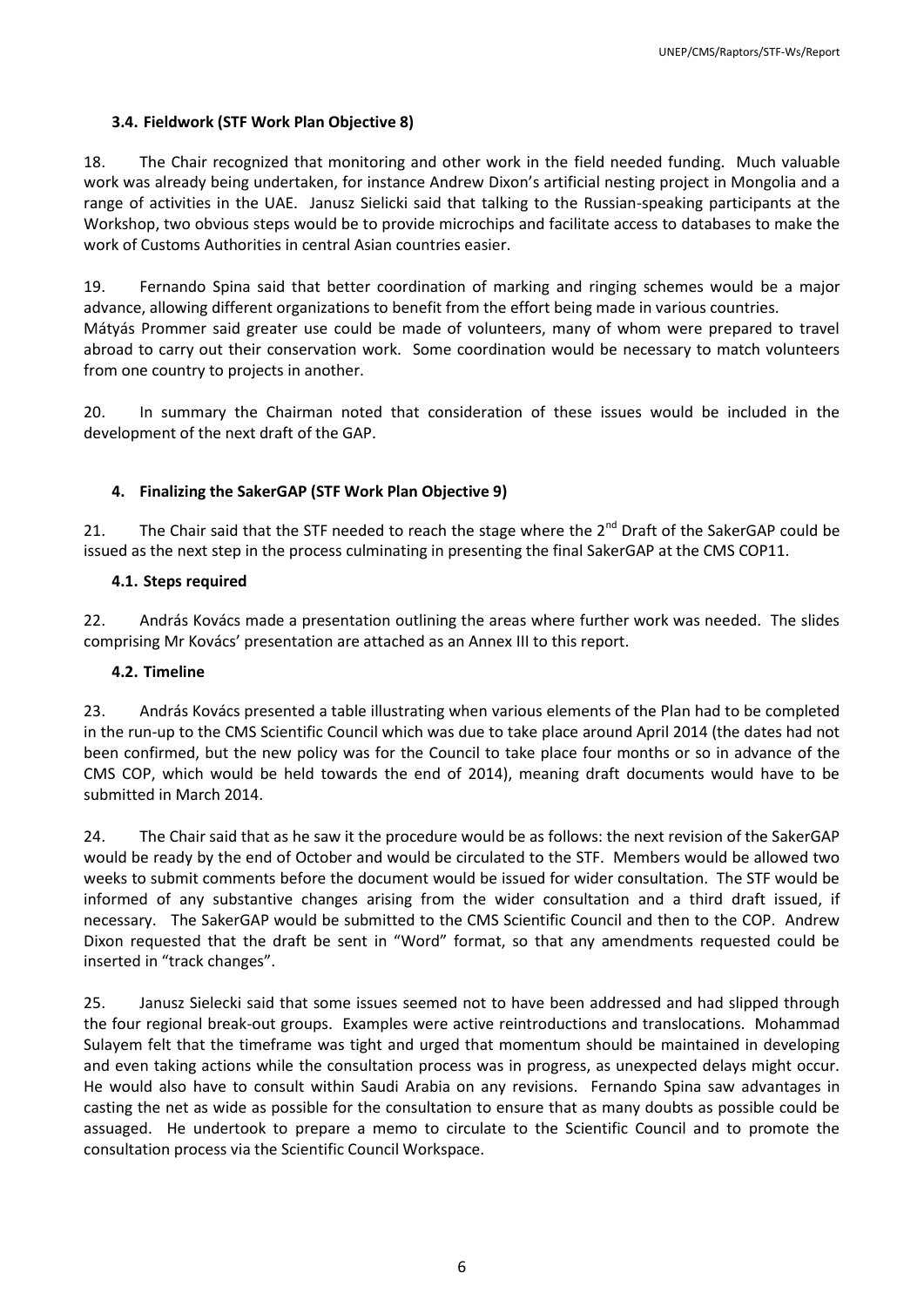### 3.4. Fieldwork (STF Work Plan Objective 8)

18. The Chair recognized that monitoring and other work in the field needed funding. Much valuable work was already being undertaken, for instance Andrew Dixon's artificial nesting project in Mongolia and a range of activities in the UAE. Janusz Sielicki said that talking to the Russian-speaking participants at the Workshop, two obvious steps would be to provide microchips and facilitate access to databases to make the work of Customs Authorities in central Asian countries easier.

19. Fernando Spina said that better coordination of marking and ringing schemes would be a major advance, allowing different organizations to benefit from the effort being made in various countries. Mátyás Prommer said greater use could be made of volunteers, many of whom were prepared to travel abroad to carry out their conservation work. Some coordination would be necessary to match volunteers from one country to projects in another.

20. In summary the Chairman noted that consideration of these issues would be included in the development of the next draft of the GAP.

## 4. Finalizing the SakerGAP (STF Work Plan Objective 9)

21. The Chair said that the STF needed to reach the stage where the 2nd Draft of the SakerGAP could be issued as the next step in the process culminating in presenting the final SakerGAP at the CMS COP11.

### 4.1. Steps required

22. András Kovács made a presentation outlining the areas where further work was needed. The slides comprising Mr Kovács' presentation are attached as an Annex III to this report.

### 4.2. Timeline

23. András Kovács presented a table illustrating when various elements of the Plan had to be completed in the run-up to the CMS Scientific Council which was due to take place around April 2014 (the dates had not been confirmed, but the new policy was for the Council to take place four months or so in advance of the CMS COP, which would be held towards the end of 2014), meaning draft documents would have to be submitted in March 2014.

24. The Chair said that as he saw it the procedure would be as follows: the next revision of the SakerGAP would be ready by the end of October and would be circulated to the STF. Members would be allowed two weeks to submit comments before the document would be issued for wider consultation. The STF would be informed of any substantive changes arising from the wider consultation and a third draft issued, if necessary. The SakerGAP would be submitted to the CMS Scientific Council and then to the COP. Andrew Dixon requested that the draft be sent in "Word" format, so that any amendments requested could be inserted in "track changes".

25. Janusz Sielecki said that some issues seemed not to have been addressed and had slipped through the four regional break-out groups. Examples were active reintroductions and translocations. Mohammad Sulayem felt that the timeframe was tight and urged that momentum should be maintained in developing and even taking actions while the consultation process was in progress, as unexpected delays might occur. He would also have to consult within Saudi Arabia on any revisions. Fernando Spina saw advantages in casting the net as wide as possible for the consultation to ensure that as many doubts as possible could be assuaged. He undertook to prepare a memo to circulate to the Scientific Council and to promote the consultation process via the Scientific Council Workspace.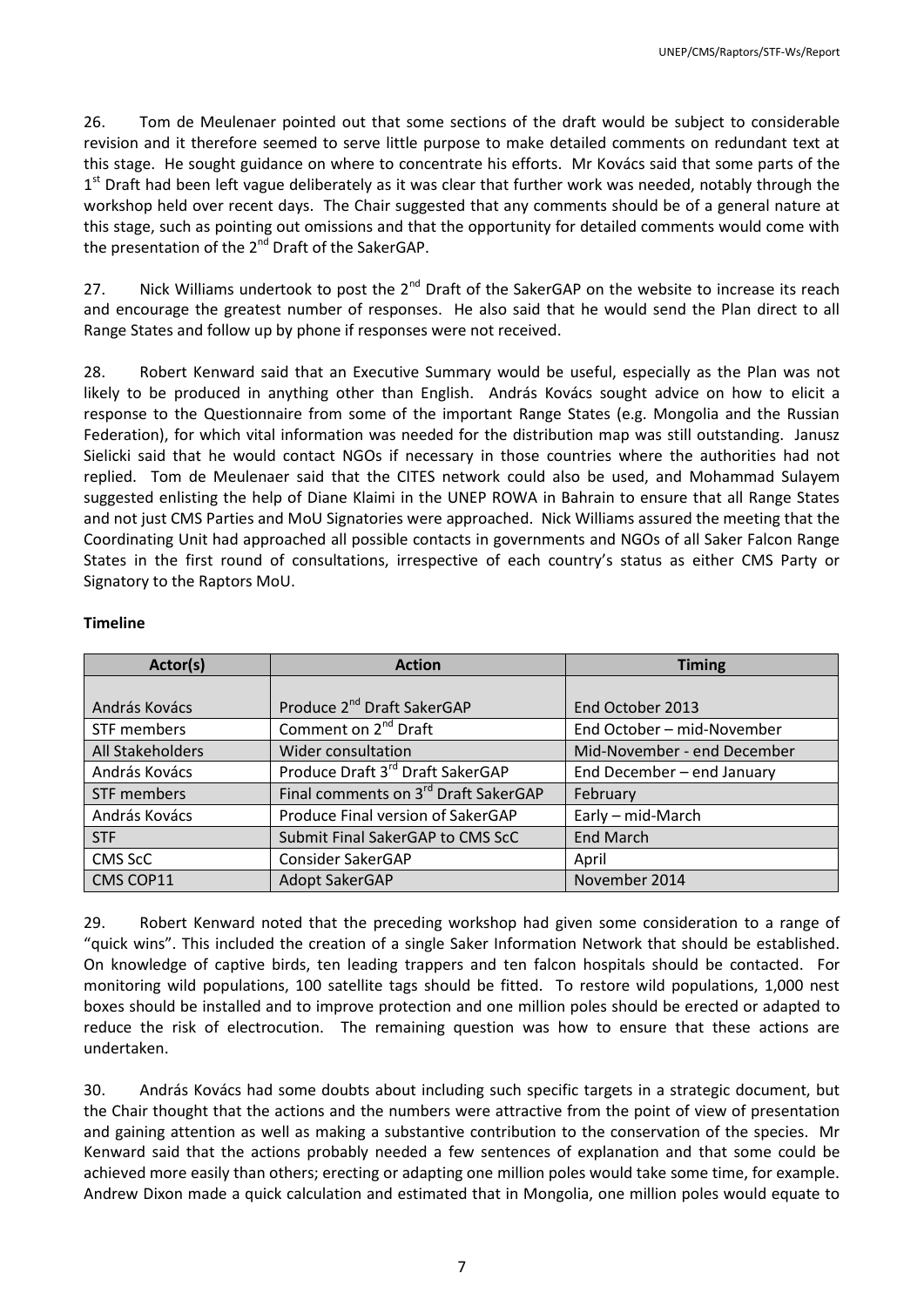26. Tom de Meulenaer pointed out that some sections of the draft would be subject to considerable revision and it therefore seemed to serve little purpose to make detailed comments on redundant text at this stage. He sought guidance on where to concentrate his efforts. Mr Kovács said that some parts of the 1st Draft had been left vague deliberately as it was clear that further work was needed, notably through the workshop held over recent days. The Chair suggested that any comments should be of a general nature at this stage, such as pointing out omissions and that the opportunity for detailed comments would come with the presentation of the 2nd Draft of the SakerGAP.

27. Nick Williams undertook to post the 2nd Draft of the SakerGAP on the website to increase its reach and encourage the greatest number of responses. He also said that he would send the Plan direct to all Range States and follow up by phone if responses were not received.

28. Robert Kenward said that an Executive Summary would be useful, especially as the Plan was not likely to be produced in anything other than English. András Kovács sought advice on how to elicit a response to the Questionnaire from some of the important Range States (e.g. Mongolia and the Russian Federation), for which vital information was needed for the distribution map was still outstanding. Janusz Sielicki said that he would contact NGOs if necessary in those countries where the authorities had not replied. Tom de Meulenaer said that the CITES network could also be used, and Mohammad Sulayem suggested enlisting the help of Diane Klaimi in the UNEP ROWA in Bahrain to ensure that all Range States and not just CMS Parties and MoU Signatories were approached. Nick Williams assured the meeting that the Coordinating Unit had approached all possible contacts in governments and NGOs of all Saker Falcon Range States in the first round of consultations, irrespective of each country's status as either CMS Party or Signatory to the Raptors MoU.

**Timeline**

| Actor(s) | Action | Timing |
|---|---|---|
| András Kovács | Produce 2nd Draft SakerGAP | End October 2013 |
| STF members | Comment on 2nd Draft | End October – mid-November |
| All Stakeholders | Wider consultation | Mid-November - end December |
| András Kovács | Produce Draft 3rd Draft SakerGAP | End December – end January |
| STF members | Final comments on 3rd Draft SakerGAP | February |
| András Kovács | Produce Final version of SakerGAP | Early – mid-March |
| STF | Submit Final SakerGAP to CMS ScC | End March |
| CMS ScC | Consider SakerGAP | April |
| CMS COP11 | Adopt SakerGAP | November 2014 |

29. Robert Kenward noted that the preceding workshop had given some consideration to a range of "quick wins". This included the creation of a single Saker Information Network that should be established. On knowledge of captive birds, ten leading trappers and ten falcon hospitals should be contacted. For monitoring wild populations, 100 satellite tags should be fitted. To restore wild populations, 1,000 nest boxes should be installed and to improve protection and one million poles should be erected or adapted to reduce the risk of electrocution. The remaining question was how to ensure that these actions are undertaken.

30. András Kovács had some doubts about including such specific targets in a strategic document, but the Chair thought that the actions and the numbers were attractive from the point of view of presentation and gaining attention as well as making a substantive contribution to the conservation of the species. Mr Kenward said that the actions probably needed a few sentences of explanation and that some could be achieved more easily than others; erecting or adapting one million poles would take some time, for example. Andrew Dixon made a quick calculation and estimated that in Mongolia, one million poles would equate to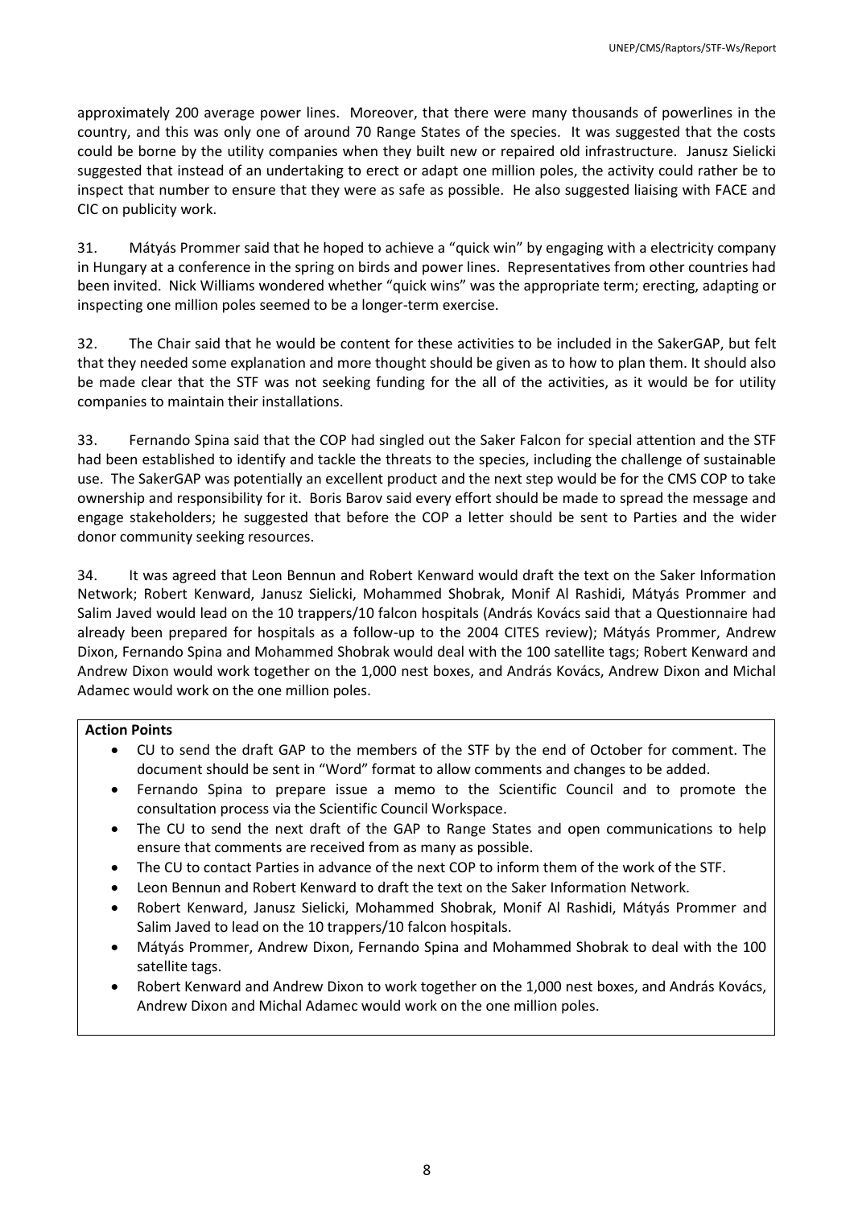approximately 200 average power lines. Moreover, that there were many thousands of powerlines in the country, and this was only one of around 70 Range States of the species. It was suggested that the costs could be borne by the utility companies when they built new or repaired old infrastructure. Janusz Sielicki suggested that instead of an undertaking to erect or adapt one million poles, the activity could rather be to inspect that number to ensure that they were as safe as possible. He also suggested liaising with FACE and CIC on publicity work.

31. Mátyás Prommer said that he hoped to achieve a "quick win" by engaging with a electricity company in Hungary at a conference in the spring on birds and power lines. Representatives from other countries had been invited. Nick Williams wondered whether "quick wins" was the appropriate term; erecting, adapting or inspecting one million poles seemed to be a longer-term exercise.

32. The Chair said that he would be content for these activities to be included in the SakerGAP, but felt that they needed some explanation and more thought should be given as to how to plan them. It should also be made clear that the STF was not seeking funding for the all of the activities, as it would be for utility companies to maintain their installations.

33. Fernando Spina said that the COP had singled out the Saker Falcon for special attention and the STF had been established to identify and tackle the threats to the species, including the challenge of sustainable use. The SakerGAP was potentially an excellent product and the next step would be for the CMS COP to take ownership and responsibility for it. Boris Barov said every effort should be made to spread the message and engage stakeholders; he suggested that before the COP a letter should be sent to Parties and the wider donor community seeking resources.

34. It was agreed that Leon Bennun and Robert Kenward would draft the text on the Saker Information Network; Robert Kenward, Janusz Sielicki, Mohammed Shobrak, Monif Al Rashidi, Mátyás Prommer and Salim Javed would lead on the 10 trappers/10 falcon hospitals (András Kovács said that a Questionnaire had already been prepared for hospitals as a follow-up to the 2004 CITES review); Mátyás Prommer, Andrew Dixon, Fernando Spina and Mohammed Shobrak would deal with the 100 satellite tags; Robert Kenward and Andrew Dixon would work together on the 1,000 nest boxes, and András Kovács, Andrew Dixon and Michal Adamec would work on the one million poles.

**Action Points**

- CU to send the draft GAP to the members of the STF by the end of October for comment. The document should be sent in "Word" format to allow comments and changes to be added.
- Fernando Spina to prepare issue a memo to the Scientific Council and to promote the consultation process via the Scientific Council Workspace.
- The CU to send the next draft of the GAP to Range States and open communications to help ensure that comments are received from as many as possible.
- The CU to contact Parties in advance of the next COP to inform them of the work of the STF.
- Leon Bennun and Robert Kenward to draft the text on the Saker Information Network.
- Robert Kenward, Janusz Sielicki, Mohammed Shobrak, Monif Al Rashidi, Mátyás Prommer and Salim Javed to lead on the 10 trappers/10 falcon hospitals.
- Mátyás Prommer, Andrew Dixon, Fernando Spina and Mohammed Shobrak to deal with the 100 satellite tags.
- Robert Kenward and Andrew Dixon to work together on the 1,000 nest boxes, and András Kovács, Andrew Dixon and Michal Adamec would work on the one million poles.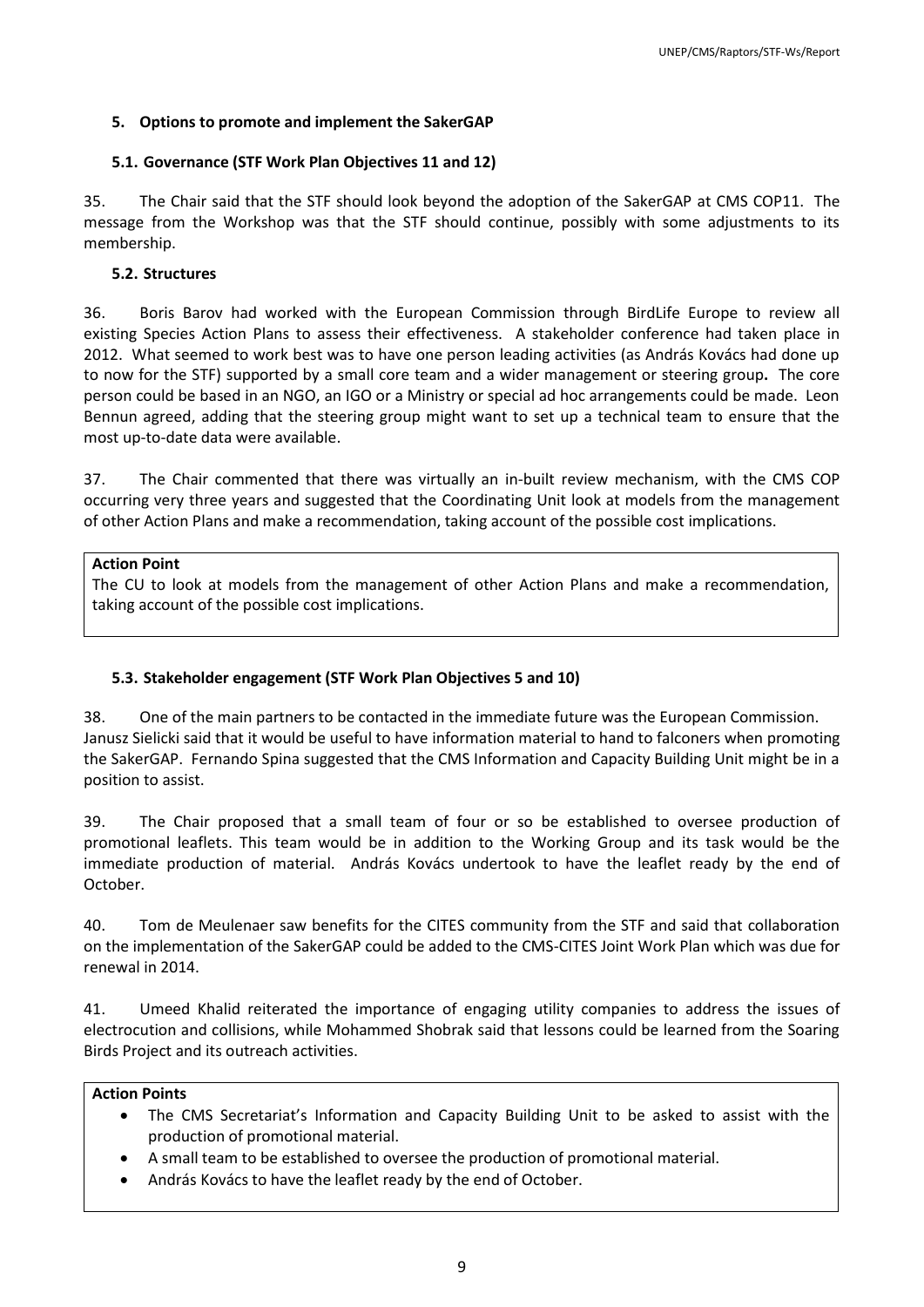## 5. Options to promote and implement the SakerGAP

### 5.1. Governance (STF Work Plan Objectives 11 and 12)

35. The Chair said that the STF should look beyond the adoption of the SakerGAP at CMS COP11. The message from the Workshop was that the STF should continue, possibly with some adjustments to its membership.

### 5.2. Structures

36. Boris Barov had worked with the European Commission through BirdLife Europe to review all existing Species Action Plans to assess their effectiveness. A stakeholder conference had taken place in 2012. What seemed to work best was to have one person leading activities (as András Kovács had done up to now for the STF) supported by a small core team and a wider management or steering group**.** The core person could be based in an NGO, an IGO or a Ministry or special ad hoc arrangements could be made. Leon Bennun agreed, adding that the steering group might want to set up a technical team to ensure that the most up-to-date data were available.

37. The Chair commented that there was virtually an in-built review mechanism, with the CMS COP occurring very three years and suggested that the Coordinating Unit look at models from the management of other Action Plans and make a recommendation, taking account of the possible cost implications.

> **Action Point**
> The CU to look at models from the management of other Action Plans and make a recommendation, taking account of the possible cost implications.

### 5.3. Stakeholder engagement (STF Work Plan Objectives 5 and 10)

38. One of the main partners to be contacted in the immediate future was the European Commission. Janusz Sielicki said that it would be useful to have information material to hand to falconers when promoting the SakerGAP. Fernando Spina suggested that the CMS Information and Capacity Building Unit might be in a position to assist.

39. The Chair proposed that a small team of four or so be established to oversee production of promotional leaflets. This team would be in addition to the Working Group and its task would be the immediate production of material. András Kovács undertook to have the leaflet ready by the end of October.

40. Tom de Meulenaer saw benefits for the CITES community from the STF and said that collaboration on the implementation of the SakerGAP could be added to the CMS-CITES Joint Work Plan which was due for renewal in 2014.

41. Umeed Khalid reiterated the importance of engaging utility companies to address the issues of electrocution and collisions, while Mohammed Shobrak said that lessons could be learned from the Soaring Birds Project and its outreach activities.

> **Action Points**
> - The CMS Secretariat's Information and Capacity Building Unit to be asked to assist with the production of promotional material.
> - A small team to be established to oversee the production of promotional material.
> - András Kovács to have the leaflet ready by the end of October.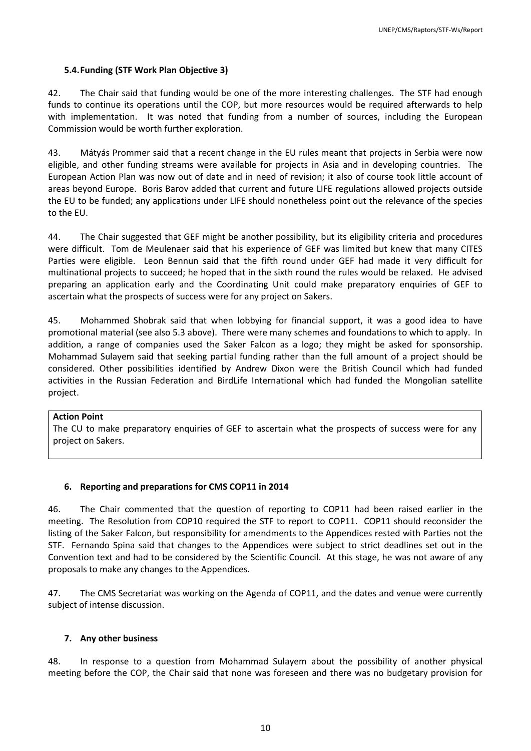### 5.4. Funding (STF Work Plan Objective 3)

42. The Chair said that funding would be one of the more interesting challenges. The STF had enough funds to continue its operations until the COP, but more resources would be required afterwards to help with implementation. It was noted that funding from a number of sources, including the European Commission would be worth further exploration.

43. Mátyás Prommer said that a recent change in the EU rules meant that projects in Serbia were now eligible, and other funding streams were available for projects in Asia and in developing countries. The European Action Plan was now out of date and in need of revision; it also of course took little account of areas beyond Europe. Boris Barov added that current and future LIFE regulations allowed projects outside the EU to be funded; any applications under LIFE should nonetheless point out the relevance of the species to the EU.

44. The Chair suggested that GEF might be another possibility, but its eligibility criteria and procedures were difficult. Tom de Meulenaer said that his experience of GEF was limited but knew that many CITES Parties were eligible. Leon Bennun said that the fifth round under GEF had made it very difficult for multinational projects to succeed; he hoped that in the sixth round the rules would be relaxed. He advised preparing an application early and the Coordinating Unit could make preparatory enquiries of GEF to ascertain what the prospects of success were for any project on Sakers.

45. Mohammed Shobrak said that when lobbying for financial support, it was a good idea to have promotional material (see also 5.3 above). There were many schemes and foundations to which to apply. In addition, a range of companies used the Saker Falcon as a logo; they might be asked for sponsorship. Mohammad Sulayem said that seeking partial funding rather than the full amount of a project should be considered. Other possibilities identified by Andrew Dixon were the British Council which had funded activities in the Russian Federation and BirdLife International which had funded the Mongolian satellite project.

**Action Point**
The CU to make preparatory enquiries of GEF to ascertain what the prospects of success were for any project on Sakers.

## 6. Reporting and preparations for CMS COP11 in 2014

46. The Chair commented that the question of reporting to COP11 had been raised earlier in the meeting. The Resolution from COP10 required the STF to report to COP11. COP11 should reconsider the listing of the Saker Falcon, but responsibility for amendments to the Appendices rested with Parties not the STF. Fernando Spina said that changes to the Appendices were subject to strict deadlines set out in the Convention text and had to be considered by the Scientific Council. At this stage, he was not aware of any proposals to make any changes to the Appendices.

47. The CMS Secretariat was working on the Agenda of COP11, and the dates and venue were currently subject of intense discussion.

## 7. Any other business

48. In response to a question from Mohammad Sulayem about the possibility of another physical meeting before the COP, the Chair said that none was foreseen and there was no budgetary provision for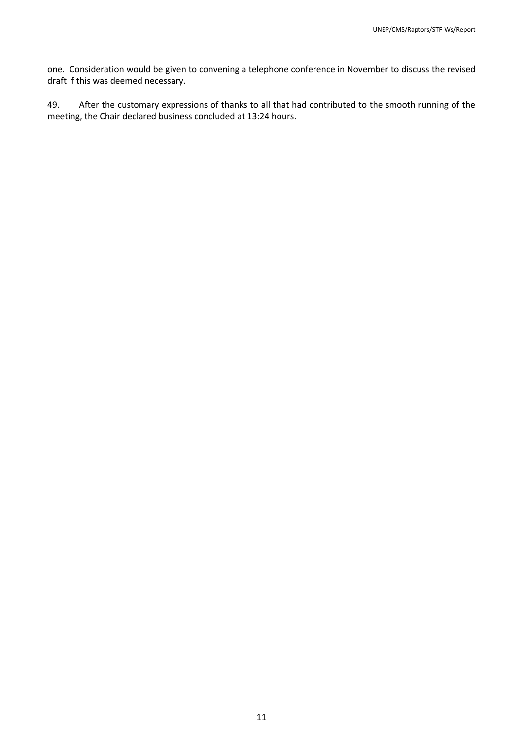one. Consideration would be given to convening a telephone conference in November to discuss the revised draft if this was deemed necessary.

49. After the customary expressions of thanks to all that had contributed to the smooth running of the meeting, the Chair declared business concluded at 13:24 hours.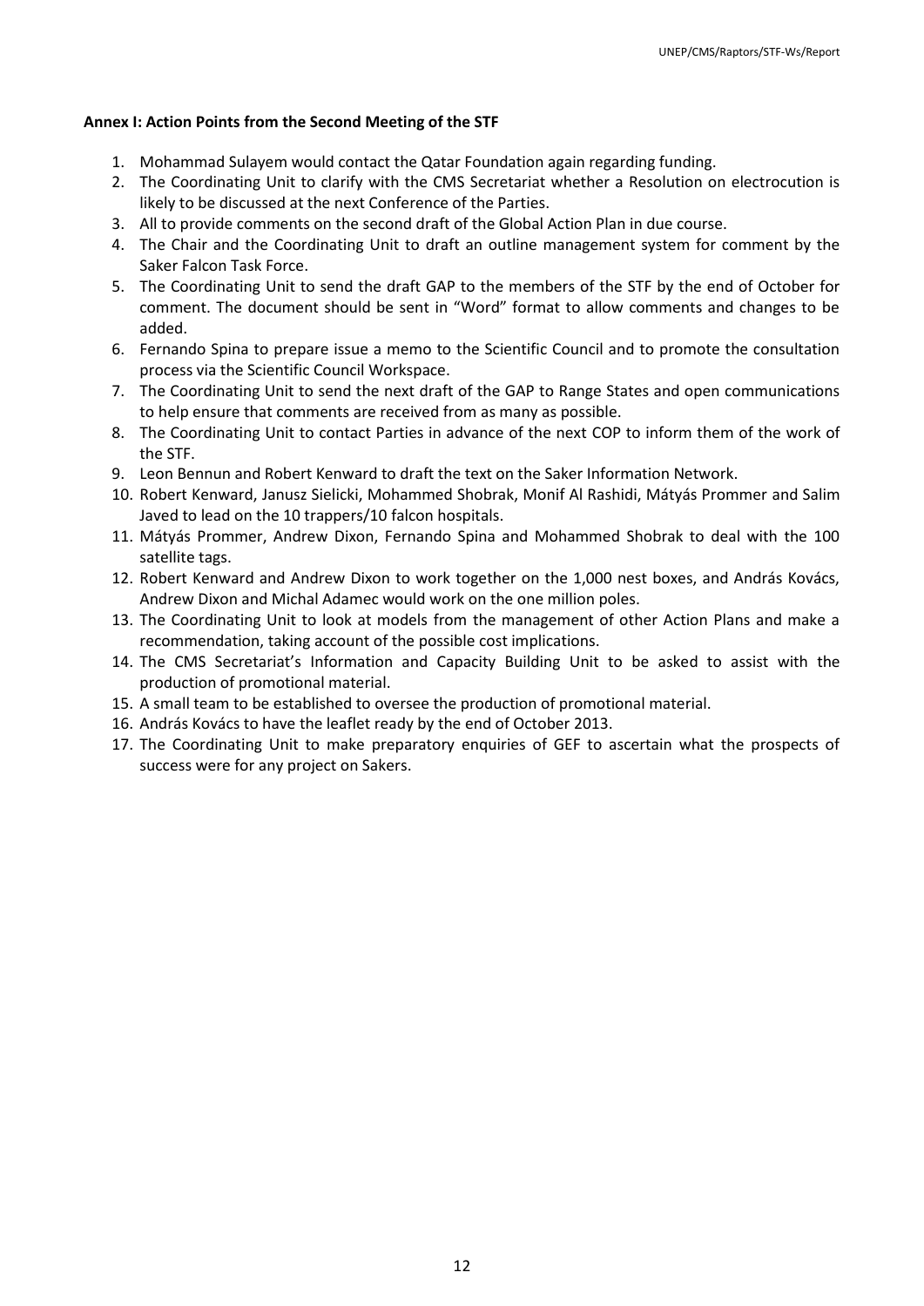**Annex I: Action Points from the Second Meeting of the STF**

1. Mohammad Sulayem would contact the Qatar Foundation again regarding funding.
2. The Coordinating Unit to clarify with the CMS Secretariat whether a Resolution on electrocution is likely to be discussed at the next Conference of the Parties.
3. All to provide comments on the second draft of the Global Action Plan in due course.
4. The Chair and the Coordinating Unit to draft an outline management system for comment by the Saker Falcon Task Force.
5. The Coordinating Unit to send the draft GAP to the members of the STF by the end of October for comment. The document should be sent in "Word" format to allow comments and changes to be added.
6. Fernando Spina to prepare issue a memo to the Scientific Council and to promote the consultation process via the Scientific Council Workspace.
7. The Coordinating Unit to send the next draft of the GAP to Range States and open communications to help ensure that comments are received from as many as possible.
8. The Coordinating Unit to contact Parties in advance of the next COP to inform them of the work of the STF.
9. Leon Bennun and Robert Kenward to draft the text on the Saker Information Network.
10. Robert Kenward, Janusz Sielicki, Mohammed Shobrak, Monif Al Rashidi, Mátyás Prommer and Salim Javed to lead on the 10 trappers/10 falcon hospitals.
11. Mátyás Prommer, Andrew Dixon, Fernando Spina and Mohammed Shobrak to deal with the 100 satellite tags.
12. Robert Kenward and Andrew Dixon to work together on the 1,000 nest boxes, and András Kovács, Andrew Dixon and Michal Adamec would work on the one million poles.
13. The Coordinating Unit to look at models from the management of other Action Plans and make a recommendation, taking account of the possible cost implications.
14. The CMS Secretariat's Information and Capacity Building Unit to be asked to assist with the production of promotional material.
15. A small team to be established to oversee the production of promotional material.
16. András Kovács to have the leaflet ready by the end of October 2013.
17. The Coordinating Unit to make preparatory enquiries of GEF to ascertain what the prospects of success were for any project on Sakers.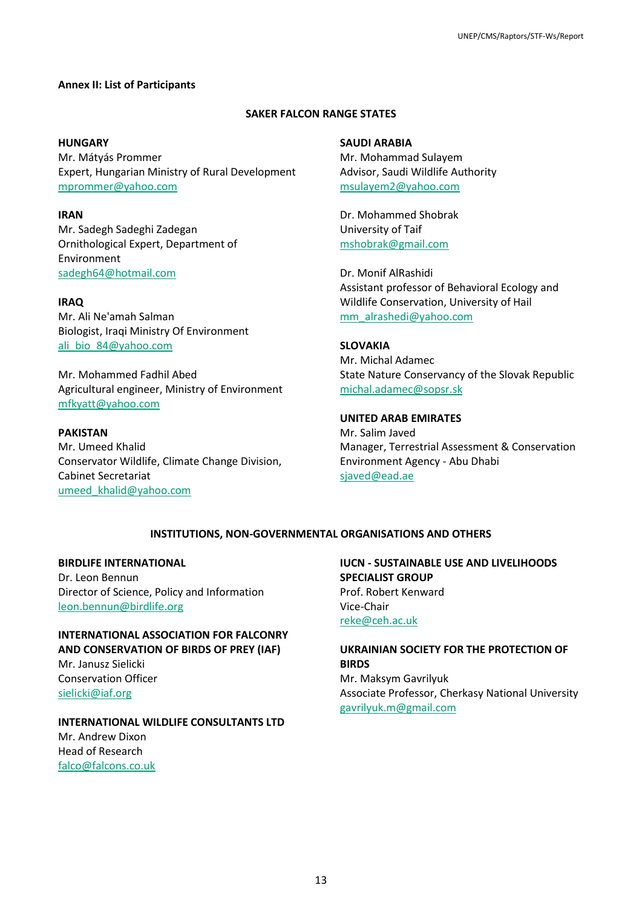**Annex II: List of Participants**

**SAKER FALCON RANGE STATES**

**HUNGARY**
Mr. Mátyás Prommer
Expert, Hungarian Ministry of Rural Development
mprommer@yahoo.com

**IRAN**
Mr. Sadegh Sadeghi Zadegan
Ornithological Expert, Department of Environment
sadegh64@hotmail.com

**IRAQ**
Mr. Ali Ne'amah Salman
Biologist, Iraqi Ministry Of Environment
ali_bio_84@yahoo.com

Mr. Mohammed Fadhil Abed
Agricultural engineer, Ministry of Environment
mfkyatt@yahoo.com

**PAKISTAN**
Mr. Umeed Khalid
Conservator Wildlife, Climate Change Division, Cabinet Secretariat
umeed_khalid@yahoo.com

**SAUDI ARABIA**
Mr. Mohammad Sulayem
Advisor, Saudi Wildlife Authority
msulayem2@yahoo.com

Dr. Mohammed Shobrak
University of Taif
mshobrak@gmail.com

Dr. Monif AlRashidi
Assistant professor of Behavioral Ecology and Wildlife Conservation, University of Hail
mm_alrashedi@yahoo.com

**SLOVAKIA**
Mr. Michal Adamec
State Nature Conservancy of the Slovak Republic
michal.adamec@sopsr.sk

**UNITED ARAB EMIRATES**
Mr. Salim Javed
Manager, Terrestrial Assessment & Conservation
Environment Agency - Abu Dhabi
sjaved@ead.ae

**INSTITUTIONS, NON-GOVERNMENTAL ORGANISATIONS AND OTHERS**

**BIRDLIFE INTERNATIONAL**
Dr. Leon Bennun
Director of Science, Policy and Information
leon.bennun@birdlife.org

**INTERNATIONAL ASSOCIATION FOR FALCONRY AND CONSERVATION OF BIRDS OF PREY (IAF)**
Mr. Janusz Sielicki
Conservation Officer
sielicki@iaf.org

**INTERNATIONAL WILDLIFE CONSULTANTS LTD**
Mr. Andrew Dixon
Head of Research
falco@falcons.co.uk

**IUCN - SUSTAINABLE USE AND LIVELIHOODS SPECIALIST GROUP**
Prof. Robert Kenward
Vice-Chair
reke@ceh.ac.uk

**UKRAINIAN SOCIETY FOR THE PROTECTION OF BIRDS**
Mr. Maksym Gavrilyuk
Associate Professor, Cherkasy National University
gavrilyuk.m@gmail.com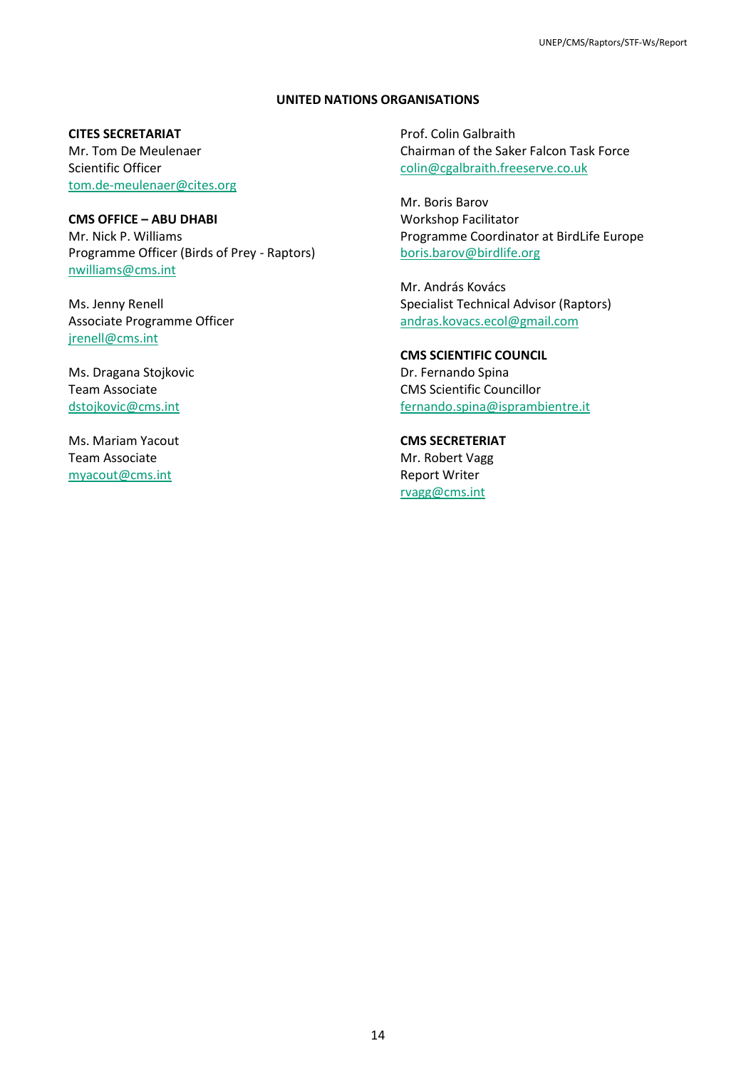## UNITED NATIONS ORGANISATIONS

**CITES SECRETARIAT**
Mr. Tom De Meulenaer
Scientific Officer
tom.de-meulenaer@cites.org

**CMS OFFICE – ABU DHABI**
Mr. Nick P. Williams
Programme Officer (Birds of Prey - Raptors)
nwilliams@cms.int

Ms. Jenny Renell
Associate Programme Officer
jrenell@cms.int

Ms. Dragana Stojkovic
Team Associate
dstojkovic@cms.int

Ms. Mariam Yacout
Team Associate
myacout@cms.int

Prof. Colin Galbraith
Chairman of the Saker Falcon Task Force
colin@cgalbraith.freeserve.co.uk

Mr. Boris Barov
Workshop Facilitator
Programme Coordinator at BirdLife Europe
boris.barov@birdlife.org

Mr. András Kovács
Specialist Technical Advisor (Raptors)
andras.kovacs.ecol@gmail.com

**CMS SCIENTIFIC COUNCIL**
Dr. Fernando Spina
CMS Scientific Councillor
fernando.spina@isprambientre.it

**CMS SECRETERIAT**
Mr. Robert Vagg
Report Writer
rvagg@cms.int